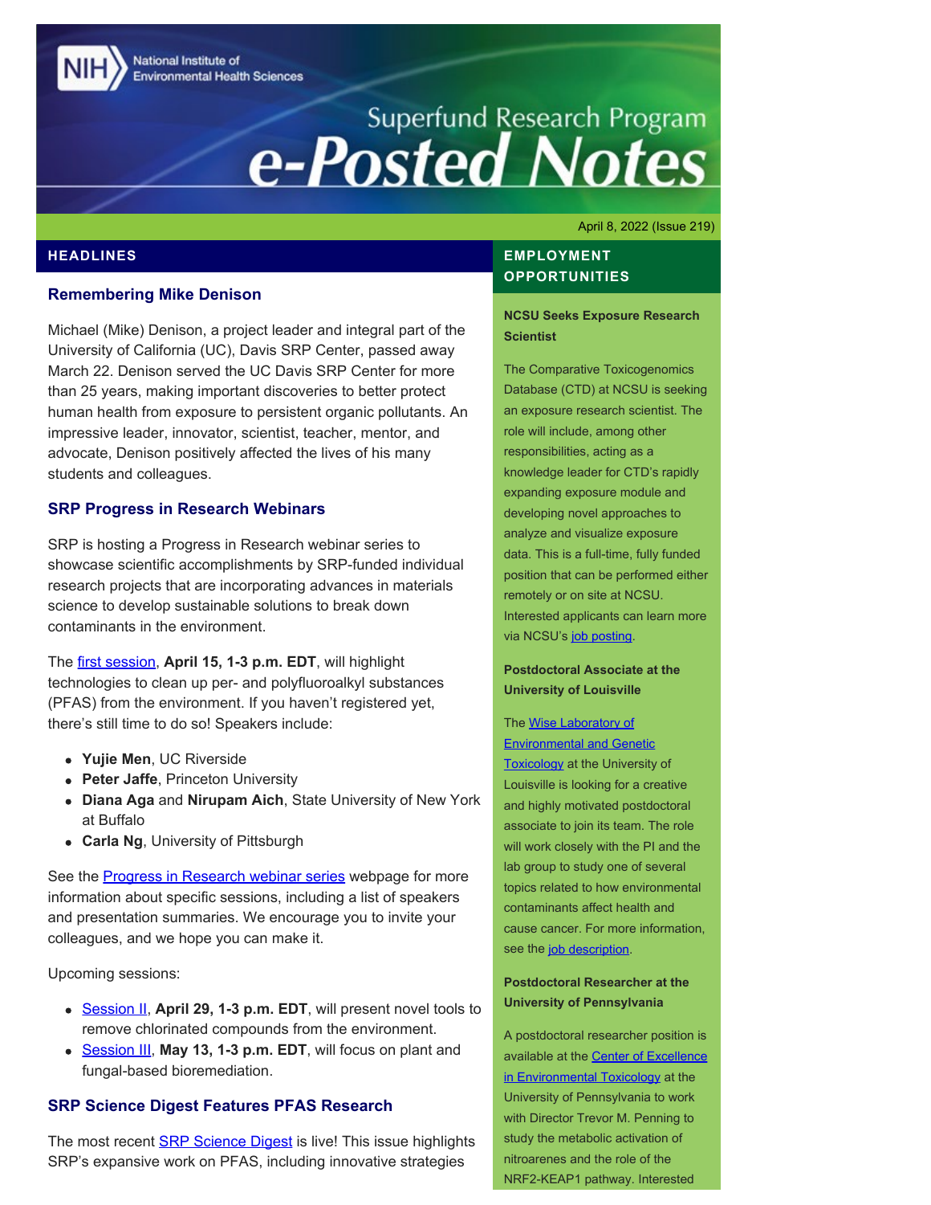# Superfund Research Program e-Posted Notes

April 8, 2022 (Issue 219)

## HEADLINES

### Remembering Mike Denison

Michael (Mike) Denison, a project leader and integral part of the University of California (UC), Davis SRP Center, passed away March 22. Denison served the UC Davis SRP Center for more than 25 years, making important discoveries to better protect human health from exposure to persistent organic pollutants. An impressive leader, innovator, scientist, teacher, mentor, and advocate, Denison positively affected the lives of his many students and colleagues.

### SRP Progress in Research Webinars

SRP is hosting a Progress in Research webinar series to showcase scientific accomplishments by SRP-funded individual research projects that are incorporating advances in materials science to develop sustainable solutions to break down contaminants in the environment.

The first session, **April 15, 1-3 p.m. EDT**, will highlight technologies to clean up per- and polyfluoroalkyl substances (PFAS) from the environment. If you haven't registered yet, there's still time to do so! Speakers include:

- **Yujie Men**, UC Riverside
- **Peter Jaffe**, Princeton University
- **Diana Aga** and **Nirupam Aich**, State University of New York at Buffalo
- **Carla Ng**, University of Pittsburgh

See the Progress in Research webinar series webpage for more information about specific sessions, including a list of speakers and presentation summaries. We encourage you to invite your colleagues, and we hope you can make it.

Upcoming sessions:

- Session II, **April 29, 1-3 p.m. EDT**, will present novel tools to remove chlorinated compounds from the environment.
- Session III, **May 13, 1-3 p.m. EDT**, will focus on plant and fungal-based bioremediation.

### SRP Science Digest Features PFAS Research

The most recent SRP Science Digest is live! This issue highlights SRP's expansive work on PFAS, including innovative strategies

## EMPLOYMENT OPPORTUNITIES

**NCSU Seeks Exposure Research Scientist**

The Comparative Toxicogenomics Database (CTD) at NCSU is seeking an exposure research scientist. The role will include, among other responsibilities, acting as a knowledge leader for CTD's rapidly expanding exposure module and developing novel approaches to analyze and visualize exposure data. This is a full-time, fully funded position that can be performed either remotely or on site at NCSU. Interested applicants can learn more via NCSU's job posting.

**Postdoctoral Associate at the University of Louisville**

The Wise Laboratory of Environmental and Genetic Toxicology at the University of Louisville is looking for a creative and highly motivated postdoctoral associate to join its team. The role will work closely with the PI and the lab group to study one of several topics related to how environmental contaminants affect health and cause cancer. For more information, see the job description.

**Postdoctoral Researcher at the University of Pennsylvania**

A postdoctoral researcher position is available at the Center of Excellence in Environmental Toxicology at the University of Pennsylvania to work with Director Trevor M. Penning to study the metabolic activation of nitroarenes and the role of the NRF2-KEAP1 pathway. Interested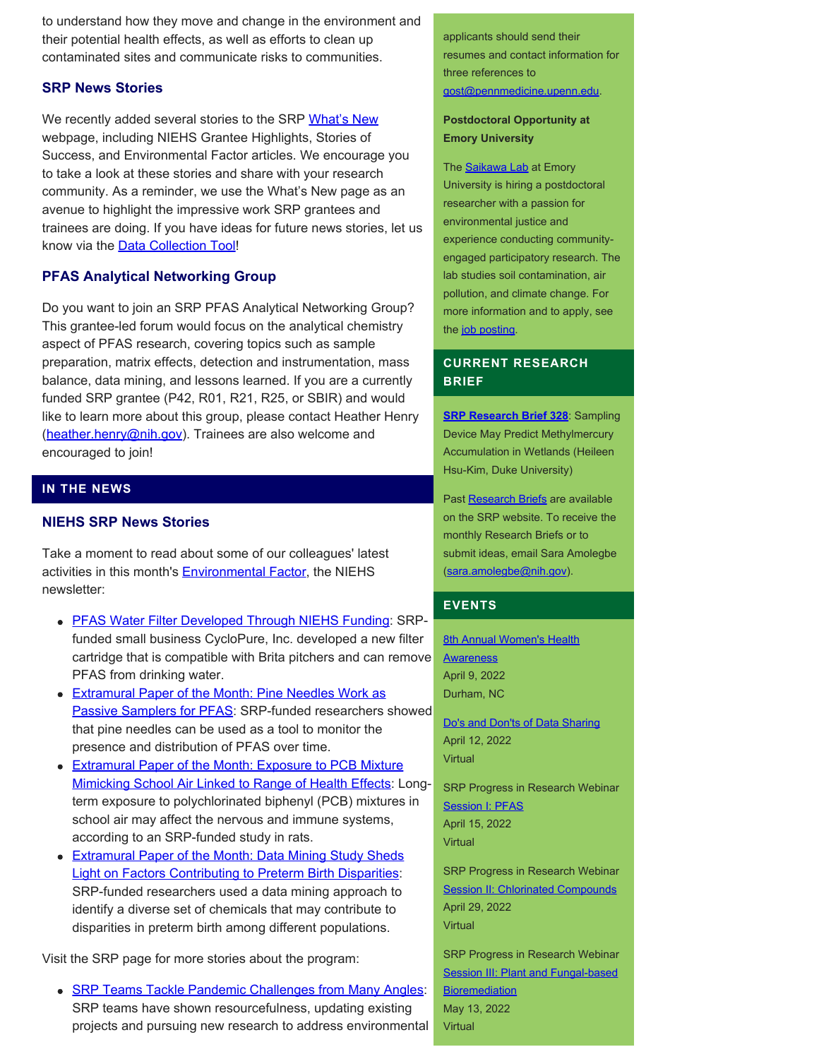to understand how they move and change in the environment and their potential health effects, as well as efforts to clean up contaminated sites and communicate risks to communities.

### SRP News Stories

We recently added several stories to the SRP What's New webpage, including NIEHS Grantee Highlights, Stories of Success, and Environmental Factor articles. We encourage you to take a look at these stories and share with your research community. As a reminder, we use the What's New page as an avenue to highlight the impressive work SRP grantees and trainees are doing. If you have ideas for future news stories, let us know via the Data Collection Tool!

### PFAS Analytical Networking Group

Do you want to join an SRP PFAS Analytical Networking Group? This grantee-led forum would focus on the analytical chemistry aspect of PFAS research, covering topics such as sample preparation, matrix effects, detection and instrumentation, mass balance, data mining, and lessons learned. If you are a currently funded SRP grantee (P42, R01, R21, R25, or SBIR) and would like to learn more about this group, please contact Heather Henry (heather.henry@nih.gov). Trainees are also welcome and encouraged to join!

## IN THE NEWS

### NIEHS SRP News Stories

Take a moment to read about some of our colleagues' latest activities in this month's Environmental Factor, the NIEHS newsletter:

- PFAS Water Filter Developed Through NIEHS Funding: SRP-funded small business CycloPure, Inc. developed a new filter cartridge that is compatible with Brita pitchers and can remove PFAS from drinking water.
- Extramural Paper of the Month: Pine Needles Work as Passive Samplers for PFAS: SRP-funded researchers showed that pine needles can be used as a tool to monitor the presence and distribution of PFAS over time.
- Extramural Paper of the Month: Exposure to PCB Mixture Mimicking School Air Linked to Range of Health Effects: Long-term exposure to polychlorinated biphenyl (PCB) mixtures in school air may affect the nervous and immune systems, according to an SRP-funded study in rats.
- Extramural Paper of the Month: Data Mining Study Sheds Light on Factors Contributing to Preterm Birth Disparities: SRP-funded researchers used a data mining approach to identify a diverse set of chemicals that may contribute to disparities in preterm birth among different populations.

Visit the SRP page for more stories about the program:

- SRP Teams Tackle Pandemic Challenges from Many Angles: SRP teams have shown resourcefulness, updating existing projects and pursuing new research to address environmental

applicants should send their resumes and contact information for three references to gost@pennmedicine.upenn.edu.

**Postdoctoral Opportunity at Emory University**

The Saikawa Lab at Emory University is hiring a postdoctoral researcher with a passion for environmental justice and experience conducting community-engaged participatory research. The lab studies soil contamination, air pollution, and climate change. For more information and to apply, see the job posting.

## CURRENT RESEARCH BRIEF

**SRP Research Brief 328**: Sampling Device May Predict Methylmercury Accumulation in Wetlands (Heileen Hsu-Kim, Duke University)

Past Research Briefs are available on the SRP website. To receive the monthly Research Briefs or to submit ideas, email Sara Amolegbe (sara.amolegbe@nih.gov).

## EVENTS

8th Annual Women's Health Awareness
April 9, 2022
Durham, NC

Do's and Don'ts of Data Sharing
April 12, 2022
Virtual

SRP Progress in Research Webinar Session I: PFAS
April 15, 2022
Virtual

SRP Progress in Research Webinar Session II: Chlorinated Compounds
April 29, 2022
Virtual

SRP Progress in Research Webinar Session III: Plant and Fungal-based Bioremediation
May 13, 2022
Virtual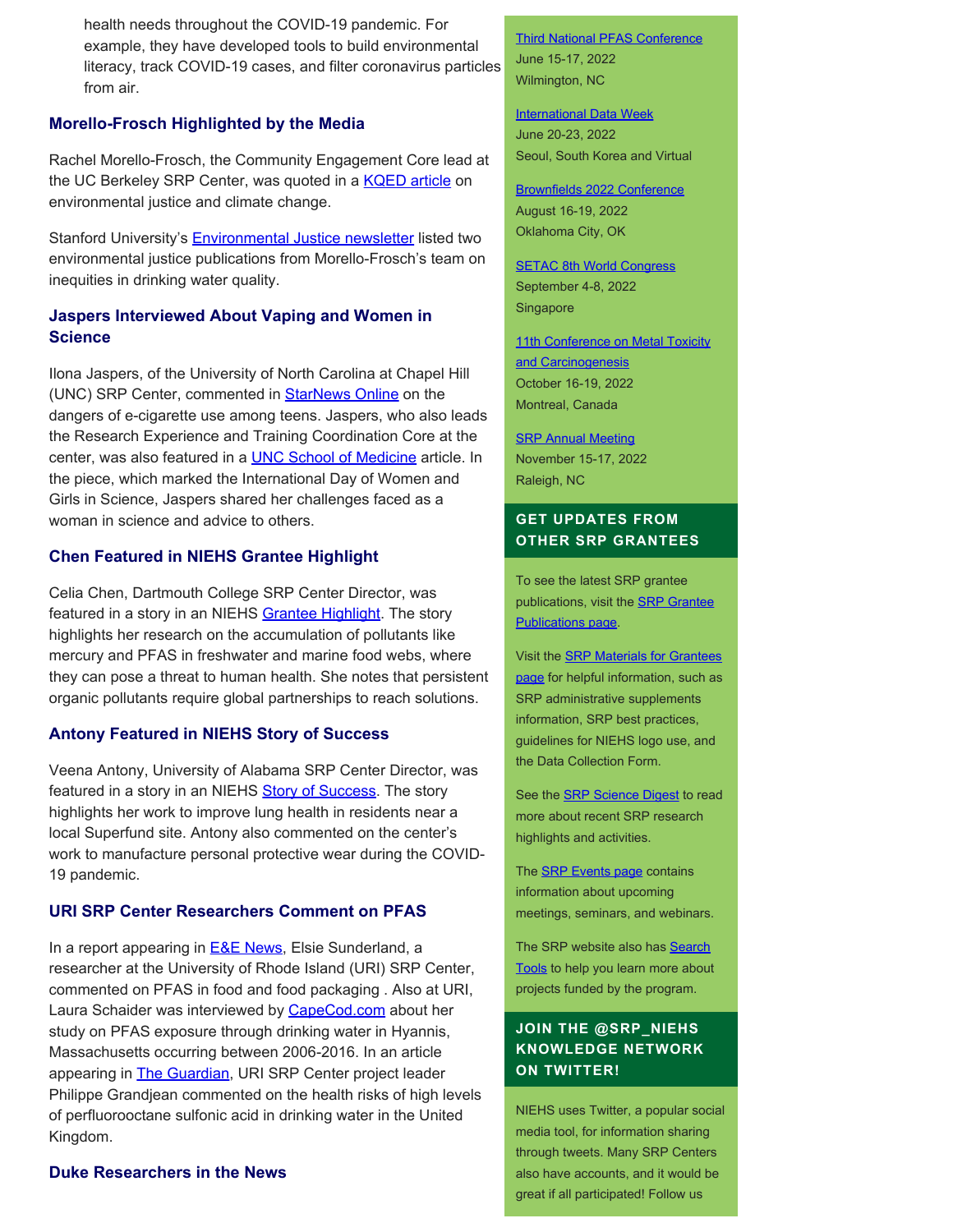health needs throughout the COVID-19 pandemic. For example, they have developed tools to build environmental literacy, track COVID-19 cases, and filter coronavirus particles from air.

### Morello-Frosch Highlighted by the Media

Rachel Morello-Frosch, the Community Engagement Core lead at the UC Berkeley SRP Center, was quoted in a KQED article on environmental justice and climate change.

Stanford University's Environmental Justice newsletter listed two environmental justice publications from Morello-Frosch's team on inequities in drinking water quality.

### Jaspers Interviewed About Vaping and Women in Science

Ilona Jaspers, of the University of North Carolina at Chapel Hill (UNC) SRP Center, commented in StarNews Online on the dangers of e-cigarette use among teens. Jaspers, who also leads the Research Experience and Training Coordination Core at the center, was also featured in a UNC School of Medicine article. In the piece, which marked the International Day of Women and Girls in Science, Jaspers shared her challenges faced as a woman in science and advice to others.

### Chen Featured in NIEHS Grantee Highlight

Celia Chen, Dartmouth College SRP Center Director, was featured in a story in an NIEHS Grantee Highlight. The story highlights her research on the accumulation of pollutants like mercury and PFAS in freshwater and marine food webs, where they can pose a threat to human health. She notes that persistent organic pollutants require global partnerships to reach solutions.

### Antony Featured in NIEHS Story of Success

Veena Antony, University of Alabama SRP Center Director, was featured in a story in an NIEHS Story of Success. The story highlights her work to improve lung health in residents near a local Superfund site. Antony also commented on the center's work to manufacture personal protective wear during the COVID-19 pandemic.

### URI SRP Center Researchers Comment on PFAS

In a report appearing in E&E News, Elsie Sunderland, a researcher at the University of Rhode Island (URI) SRP Center, commented on PFAS in food and food packaging . Also at URI, Laura Schaider was interviewed by CapeCod.com about her study on PFAS exposure through drinking water in Hyannis, Massachusetts occurring between 2006-2016. In an article appearing in The Guardian, URI SRP Center project leader Philippe Grandjean commented on the health risks of high levels of perfluorooctane sulfonic acid in drinking water in the United Kingdom.

### Duke Researchers in the News

---

Third National PFAS Conference
June 15-17, 2022
Wilmington, NC

International Data Week
June 20-23, 2022
Seoul, South Korea and Virtual

Brownfields 2022 Conference
August 16-19, 2022
Oklahoma City, OK

SETAC 8th World Congress
September 4-8, 2022
Singapore

11th Conference on Metal Toxicity and Carcinogenesis
October 16-19, 2022
Montreal, Canada

SRP Annual Meeting
November 15-17, 2022
Raleigh, NC

### GET UPDATES FROM OTHER SRP GRANTEES

To see the latest SRP grantee publications, visit the SRP Grantee Publications page.

Visit the SRP Materials for Grantees page for helpful information, such as SRP administrative supplements information, SRP best practices, guidelines for NIEHS logo use, and the Data Collection Form.

See the SRP Science Digest to read more about recent SRP research highlights and activities.

The SRP Events page contains information about upcoming meetings, seminars, and webinars.

The SRP website also has Search Tools to help you learn more about projects funded by the program.

### JOIN THE @SRP_NIEHS KNOWLEDGE NETWORK ON TWITTER!

NIEHS uses Twitter, a popular social media tool, for information sharing through tweets. Many SRP Centers also have accounts, and it would be great if all participated! Follow us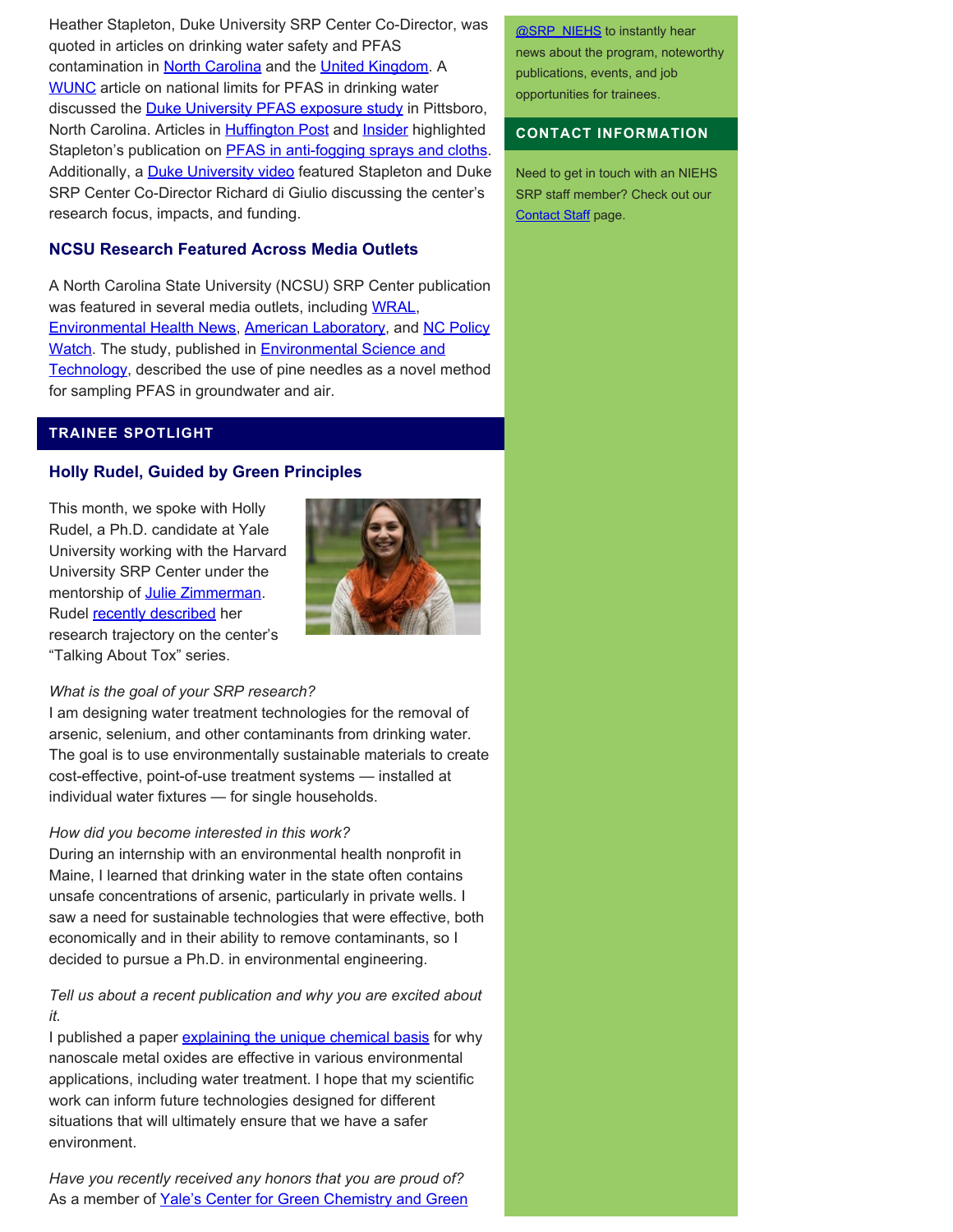Heather Stapleton, Duke University SRP Center Co-Director, was quoted in articles on drinking water safety and PFAS contamination in North Carolina and the United Kingdom. A WUNC article on national limits for PFAS in drinking water discussed the Duke University PFAS exposure study in Pittsboro, North Carolina. Articles in Huffington Post and Insider highlighted Stapleton's publication on PFAS in anti-fogging sprays and cloths. Additionally, a Duke University video featured Stapleton and Duke SRP Center Co-Director Richard di Giulio discussing the center's research focus, impacts, and funding.

### NCSU Research Featured Across Media Outlets

A North Carolina State University (NCSU) SRP Center publication was featured in several media outlets, including WRAL, Environmental Health News, American Laboratory, and NC Policy Watch. The study, published in Environmental Science and Technology, described the use of pine needles as a novel method for sampling PFAS in groundwater and air.

## TRAINEE SPOTLIGHT

### Holly Rudel, Guided by Green Principles

This month, we spoke with Holly Rudel, a Ph.D. candidate at Yale University working with the Harvard University SRP Center under the mentorship of Julie Zimmerman. Rudel recently described her research trajectory on the center's "Talking About Tox" series.

*What is the goal of your SRP research?*
I am designing water treatment technologies for the removal of arsenic, selenium, and other contaminants from drinking water. The goal is to use environmentally sustainable materials to create cost-effective, point-of-use treatment systems — installed at individual water fixtures — for single households.

*How did you become interested in this work?*
During an internship with an environmental health nonprofit in Maine, I learned that drinking water in the state often contains unsafe concentrations of arsenic, particularly in private wells. I saw a need for sustainable technologies that were effective, both economically and in their ability to remove contaminants, so I decided to pursue a Ph.D. in environmental engineering.

*Tell us about a recent publication and why you are excited about it.*
I published a paper explaining the unique chemical basis for why nanoscale metal oxides are effective in various environmental applications, including water treatment. I hope that my scientific work can inform future technologies designed for different situations that will ultimately ensure that we have a safer environment.

*Have you recently received any honors that you are proud of?*
As a member of Yale's Center for Green Chemistry and Green

@SRP_NIEHS to instantly hear news about the program, noteworthy publications, events, and job opportunities for trainees.

## CONTACT INFORMATION

Need to get in touch with an NIEHS SRP staff member? Check out our Contact Staff page.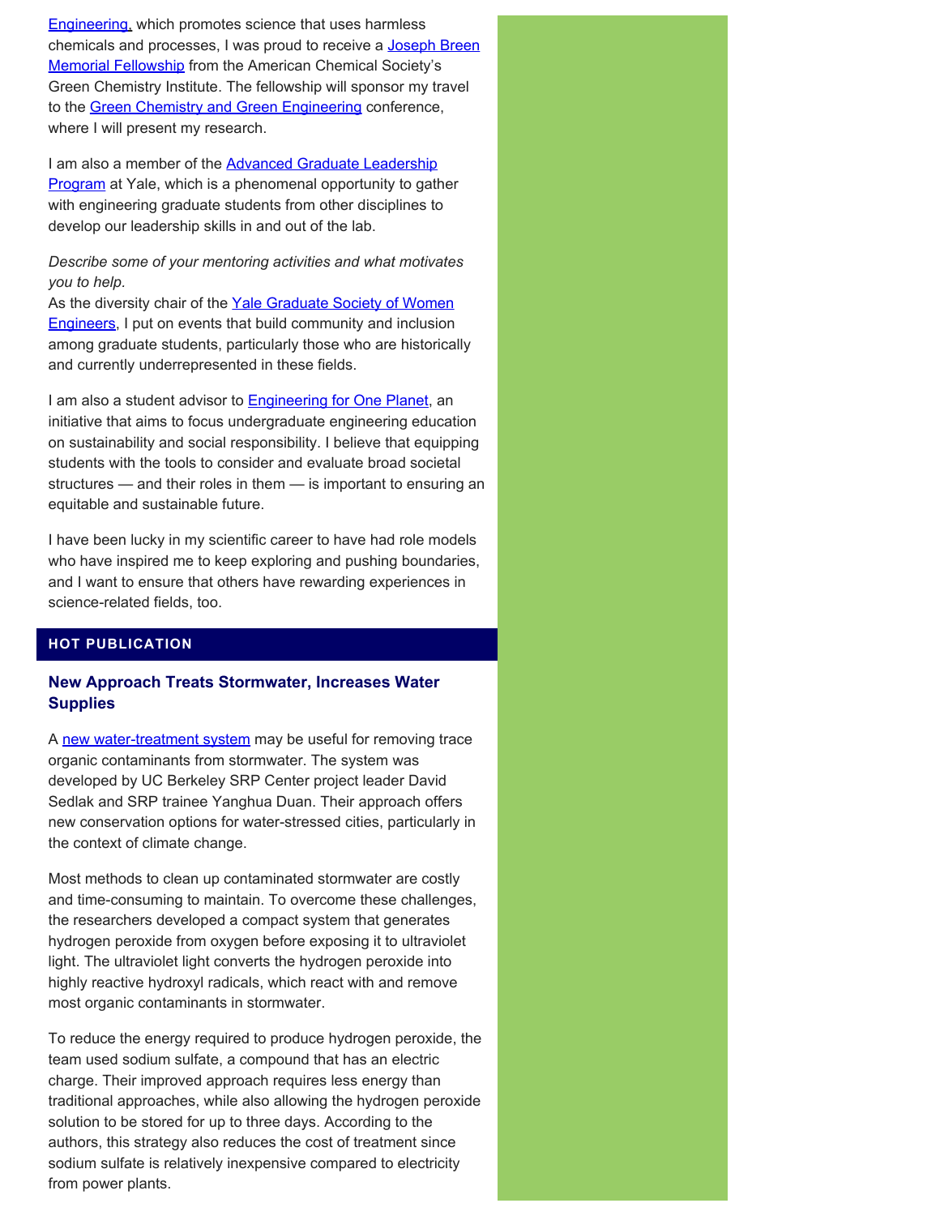Engineering, which promotes science that uses harmless chemicals and processes, I was proud to receive a Joseph Breen Memorial Fellowship from the American Chemical Society's Green Chemistry Institute. The fellowship will sponsor my travel to the Green Chemistry and Green Engineering conference, where I will present my research.

I am also a member of the Advanced Graduate Leadership Program at Yale, which is a phenomenal opportunity to gather with engineering graduate students from other disciplines to develop our leadership skills in and out of the lab.

*Describe some of your mentoring activities and what motivates you to help.*

As the diversity chair of the Yale Graduate Society of Women Engineers, I put on events that build community and inclusion among graduate students, particularly those who are historically and currently underrepresented in these fields.

I am also a student advisor to Engineering for One Planet, an initiative that aims to focus undergraduate engineering education on sustainability and social responsibility. I believe that equipping students with the tools to consider and evaluate broad societal structures — and their roles in them — is important to ensuring an equitable and sustainable future.

I have been lucky in my scientific career to have had role models who have inspired me to keep exploring and pushing boundaries, and I want to ensure that others have rewarding experiences in science-related fields, too.

## HOT PUBLICATION

### New Approach Treats Stormwater, Increases Water Supplies

A new water-treatment system may be useful for removing trace organic contaminants from stormwater. The system was developed by UC Berkeley SRP Center project leader David Sedlak and SRP trainee Yanghua Duan. Their approach offers new conservation options for water-stressed cities, particularly in the context of climate change.

Most methods to clean up contaminated stormwater are costly and time-consuming to maintain. To overcome these challenges, the researchers developed a compact system that generates hydrogen peroxide from oxygen before exposing it to ultraviolet light. The ultraviolet light converts the hydrogen peroxide into highly reactive hydroxyl radicals, which react with and remove most organic contaminants in stormwater.

To reduce the energy required to produce hydrogen peroxide, the team used sodium sulfate, a compound that has an electric charge. Their improved approach requires less energy than traditional approaches, while also allowing the hydrogen peroxide solution to be stored for up to three days. According to the authors, this strategy also reduces the cost of treatment since sodium sulfate is relatively inexpensive compared to electricity from power plants.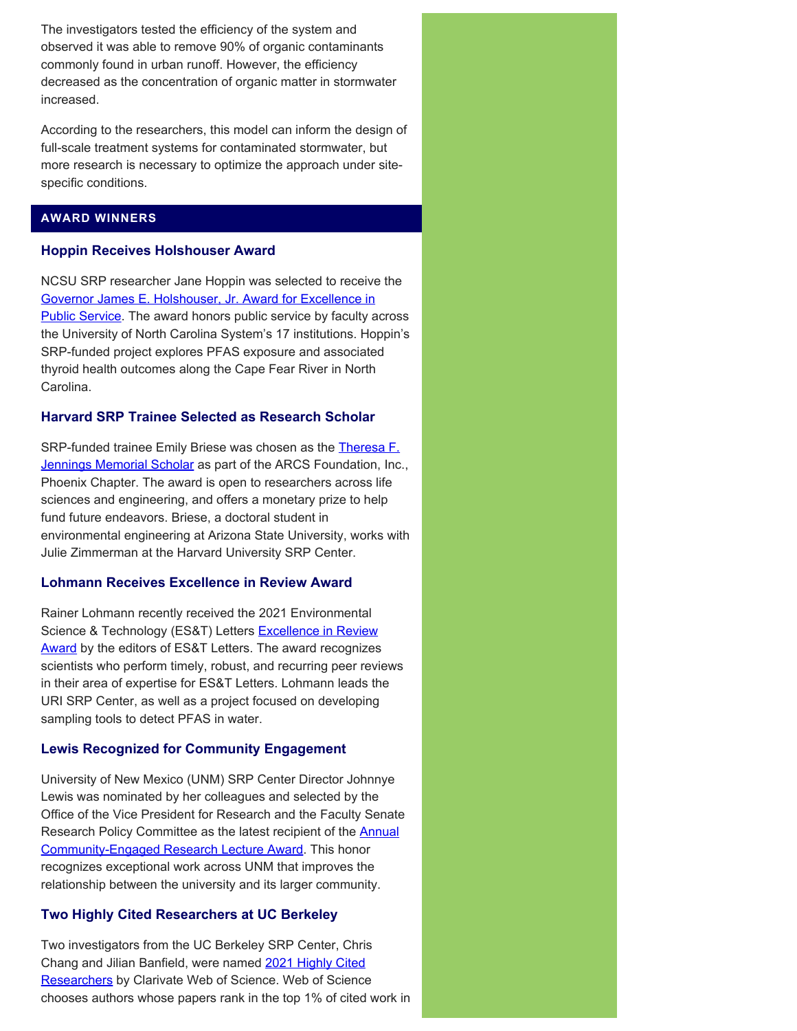The investigators tested the efficiency of the system and observed it was able to remove 90% of organic contaminants commonly found in urban runoff. However, the efficiency decreased as the concentration of organic matter in stormwater increased.

According to the researchers, this model can inform the design of full-scale treatment systems for contaminated stormwater, but more research is necessary to optimize the approach under site-specific conditions.

## AWARD WINNERS

### Hoppin Receives Holshouser Award

NCSU SRP researcher Jane Hoppin was selected to receive the [Governor James E. Holshouser, Jr. Award for Excellence in Public Service](). The award honors public service by faculty across the University of North Carolina System's 17 institutions. Hoppin's SRP-funded project explores PFAS exposure and associated thyroid health outcomes along the Cape Fear River in North Carolina.

### Harvard SRP Trainee Selected as Research Scholar

SRP-funded trainee Emily Briese was chosen as the [Theresa F. Jennings Memorial Scholar]() as part of the ARCS Foundation, Inc., Phoenix Chapter. The award is open to researchers across life sciences and engineering, and offers a monetary prize to help fund future endeavors. Briese, a doctoral student in environmental engineering at Arizona State University, works with Julie Zimmerman at the Harvard University SRP Center.

### Lohmann Receives Excellence in Review Award

Rainer Lohmann recently received the 2021 Environmental Science & Technology (ES&T) Letters [Excellence in Review Award]() by the editors of ES&T Letters. The award recognizes scientists who perform timely, robust, and recurring peer reviews in their area of expertise for ES&T Letters. Lohmann leads the URI SRP Center, as well as a project focused on developing sampling tools to detect PFAS in water.

### Lewis Recognized for Community Engagement

University of New Mexico (UNM) SRP Center Director Johnnye Lewis was nominated by her colleagues and selected by the Office of the Vice President for Research and the Faculty Senate Research Policy Committee as the latest recipient of the [Annual Community-Engaged Research Lecture Award](). This honor recognizes exceptional work across UNM that improves the relationship between the university and its larger community.

### Two Highly Cited Researchers at UC Berkeley

Two investigators from the UC Berkeley SRP Center, Chris Chang and Jilian Banfield, were named [2021 Highly Cited Researchers]() by Clarivate Web of Science. Web of Science chooses authors whose papers rank in the top 1% of cited work in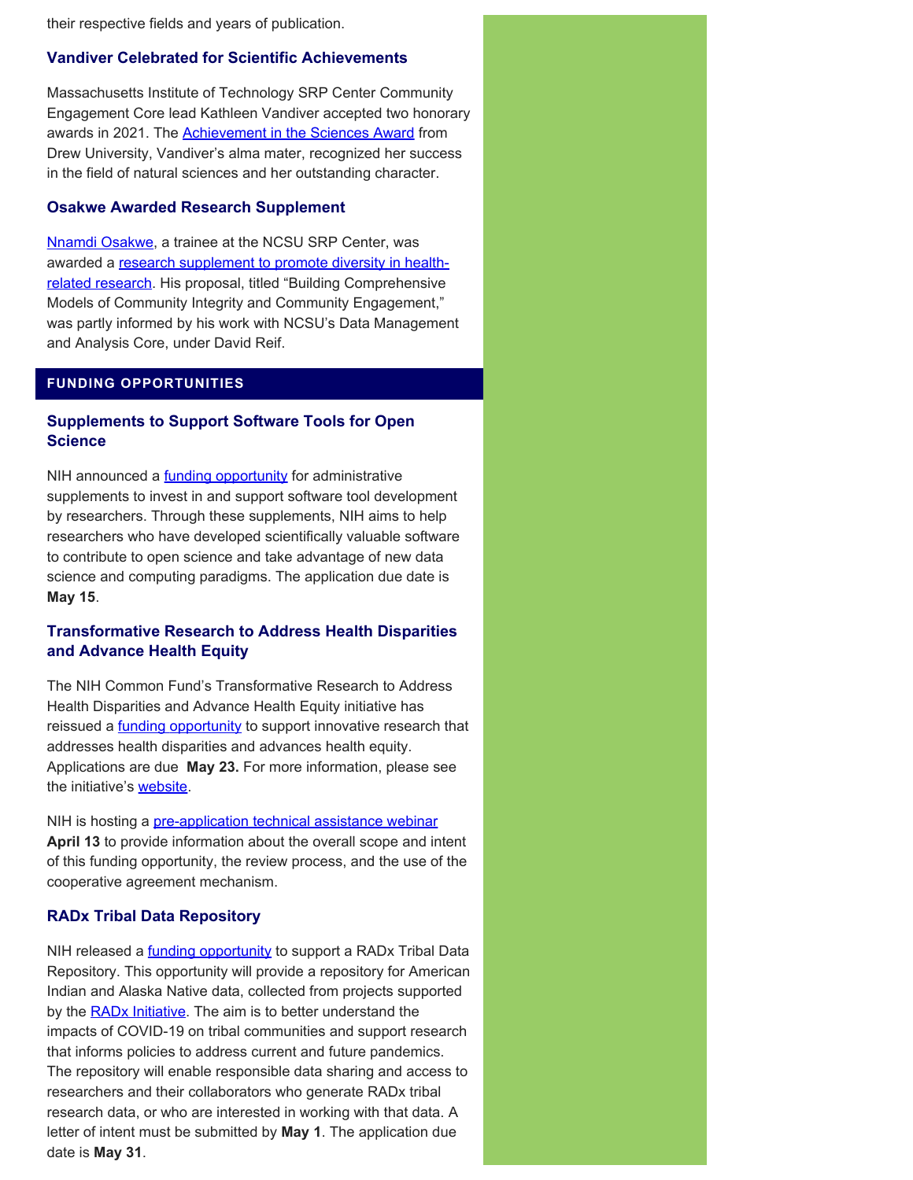their respective fields and years of publication.

### Vandiver Celebrated for Scientific Achievements

Massachusetts Institute of Technology SRP Center Community Engagement Core lead Kathleen Vandiver accepted two honorary awards in 2021. The Achievement in the Sciences Award from Drew University, Vandiver's alma mater, recognized her success in the field of natural sciences and her outstanding character.

### Osakwe Awarded Research Supplement

Nnamdi Osakwe, a trainee at the NCSU SRP Center, was awarded a research supplement to promote diversity in health-related research. His proposal, titled "Building Comprehensive Models of Community Integrity and Community Engagement," was partly informed by his work with NCSU's Data Management and Analysis Core, under David Reif.

## FUNDING OPPORTUNITIES

### Supplements to Support Software Tools for Open Science

NIH announced a funding opportunity for administrative supplements to invest in and support software tool development by researchers. Through these supplements, NIH aims to help researchers who have developed scientifically valuable software to contribute to open science and take advantage of new data science and computing paradigms. The application due date is **May 15**.

### Transformative Research to Address Health Disparities and Advance Health Equity

The NIH Common Fund's Transformative Research to Address Health Disparities and Advance Health Equity initiative has reissued a funding opportunity to support innovative research that addresses health disparities and advances health equity. Applications are due **May 23.** For more information, please see the initiative's website.

NIH is hosting a pre-application technical assistance webinar **April 13** to provide information about the overall scope and intent of this funding opportunity, the review process, and the use of the cooperative agreement mechanism.

### RADx Tribal Data Repository

NIH released a funding opportunity to support a RADx Tribal Data Repository. This opportunity will provide a repository for American Indian and Alaska Native data, collected from projects supported by the RADx Initiative. The aim is to better understand the impacts of COVID-19 on tribal communities and support research that informs policies to address current and future pandemics. The repository will enable responsible data sharing and access to researchers and their collaborators who generate RADx tribal research data, or who are interested in working with that data. A letter of intent must be submitted by **May 1**. The application due date is **May 31**.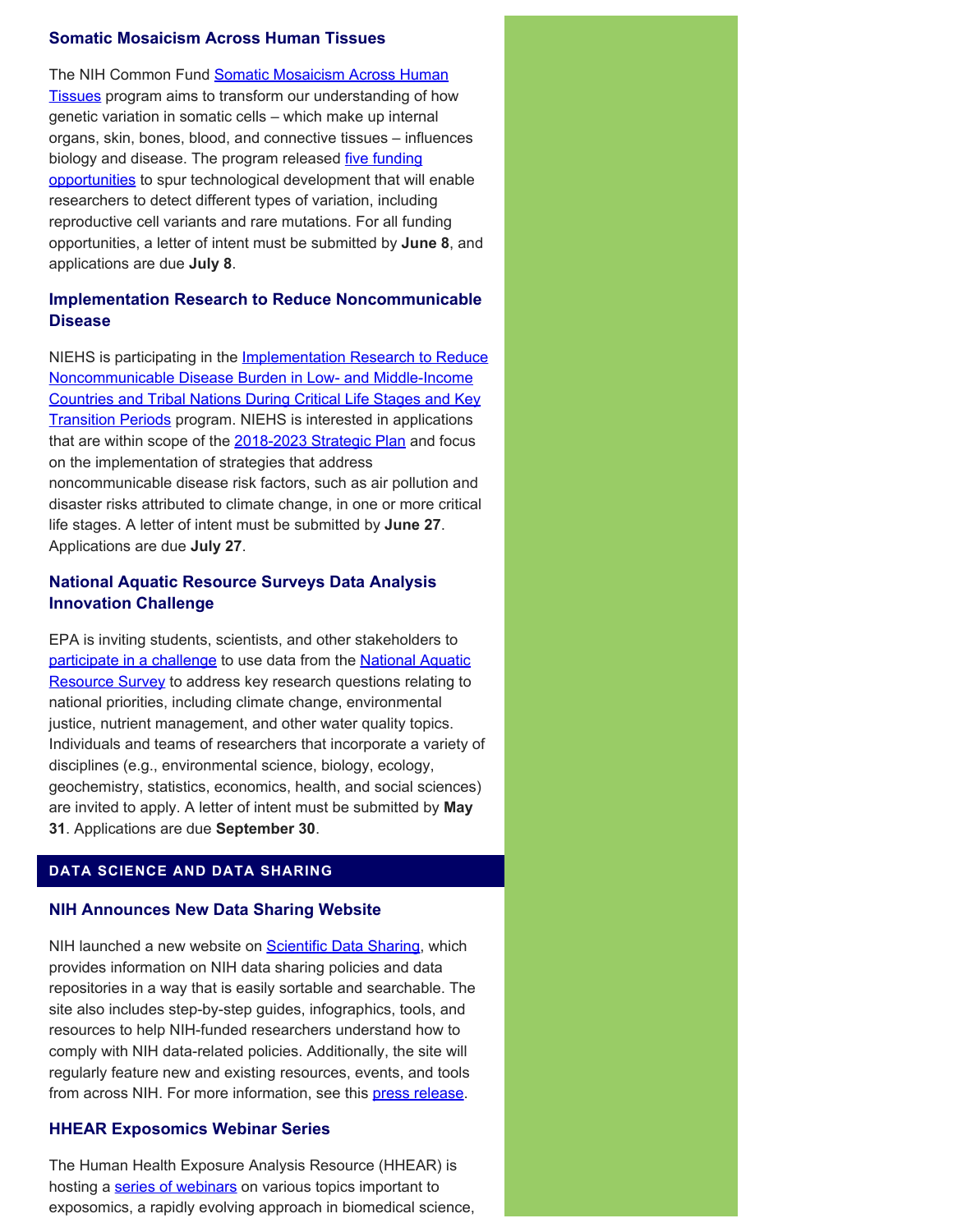### Somatic Mosaicism Across Human Tissues

The NIH Common Fund Somatic Mosaicism Across Human Tissues program aims to transform our understanding of how genetic variation in somatic cells – which make up internal organs, skin, bones, blood, and connective tissues – influences biology and disease. The program released five funding opportunities to spur technological development that will enable researchers to detect different types of variation, including reproductive cell variants and rare mutations. For all funding opportunities, a letter of intent must be submitted by **June 8**, and applications are due **July 8**.

### Implementation Research to Reduce Noncommunicable Disease

NIEHS is participating in the Implementation Research to Reduce Noncommunicable Disease Burden in Low- and Middle-Income Countries and Tribal Nations During Critical Life Stages and Key Transition Periods program. NIEHS is interested in applications that are within scope of the 2018-2023 Strategic Plan and focus on the implementation of strategies that address noncommunicable disease risk factors, such as air pollution and disaster risks attributed to climate change, in one or more critical life stages. A letter of intent must be submitted by **June 27**. Applications are due **July 27**.

### National Aquatic Resource Surveys Data Analysis Innovation Challenge

EPA is inviting students, scientists, and other stakeholders to participate in a challenge to use data from the National Aquatic Resource Survey to address key research questions relating to national priorities, including climate change, environmental justice, nutrient management, and other water quality topics. Individuals and teams of researchers that incorporate a variety of disciplines (e.g., environmental science, biology, ecology, geochemistry, statistics, economics, health, and social sciences) are invited to apply. A letter of intent must be submitted by **May 31**. Applications are due **September 30**.

## DATA SCIENCE AND DATA SHARING

### NIH Announces New Data Sharing Website

NIH launched a new website on Scientific Data Sharing, which provides information on NIH data sharing policies and data repositories in a way that is easily sortable and searchable. The site also includes step-by-step guides, infographics, tools, and resources to help NIH-funded researchers understand how to comply with NIH data-related policies. Additionally, the site will regularly feature new and existing resources, events, and tools from across NIH. For more information, see this press release.

### HHEAR Exposomics Webinar Series

The Human Health Exposure Analysis Resource (HHEAR) is hosting a series of webinars on various topics important to exposomics, a rapidly evolving approach in biomedical science,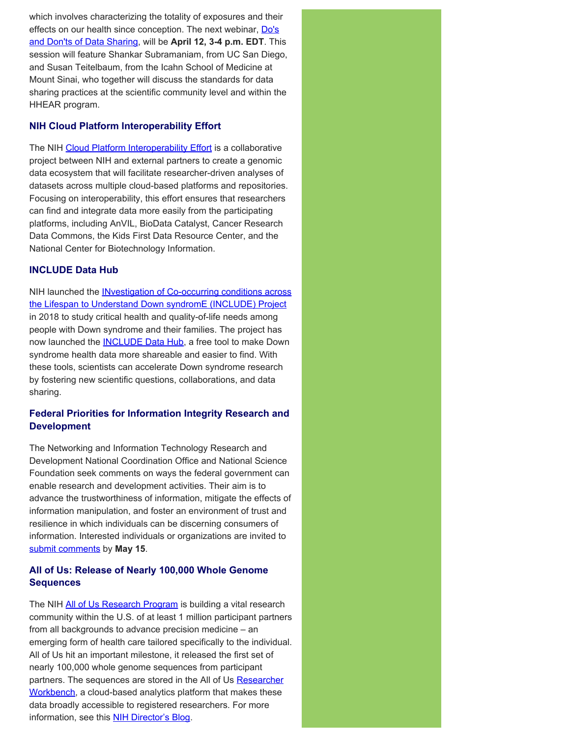which involves characterizing the totality of exposures and their effects on our health since conception. The next webinar, Do's and Don'ts of Data Sharing, will be **April 12, 3-4 p.m. EDT**. This session will feature Shankar Subramaniam, from UC San Diego, and Susan Teitelbaum, from the Icahn School of Medicine at Mount Sinai, who together will discuss the standards for data sharing practices at the scientific community level and within the HHEAR program.

### NIH Cloud Platform Interoperability Effort

The NIH Cloud Platform Interoperability Effort is a collaborative project between NIH and external partners to create a genomic data ecosystem that will facilitate researcher-driven analyses of datasets across multiple cloud-based platforms and repositories. Focusing on interoperability, this effort ensures that researchers can find and integrate data more easily from the participating platforms, including AnVIL, BioData Catalyst, Cancer Research Data Commons, the Kids First Data Resource Center, and the National Center for Biotechnology Information.

### INCLUDE Data Hub

NIH launched the INvestigation of Co-occurring conditions across the Lifespan to Understand Down syndromE (INCLUDE) Project in 2018 to study critical health and quality-of-life needs among people with Down syndrome and their families. The project has now launched the INCLUDE Data Hub, a free tool to make Down syndrome health data more shareable and easier to find. With these tools, scientists can accelerate Down syndrome research by fostering new scientific questions, collaborations, and data sharing.

### Federal Priorities for Information Integrity Research and Development

The Networking and Information Technology Research and Development National Coordination Office and National Science Foundation seek comments on ways the federal government can enable research and development activities. Their aim is to advance the trustworthiness of information, mitigate the effects of information manipulation, and foster an environment of trust and resilience in which individuals can be discerning consumers of information. Interested individuals or organizations are invited to submit comments by **May 15**.

### All of Us: Release of Nearly 100,000 Whole Genome Sequences

The NIH All of Us Research Program is building a vital research community within the U.S. of at least 1 million participant partners from all backgrounds to advance precision medicine – an emerging form of health care tailored specifically to the individual. All of Us hit an important milestone, it released the first set of nearly 100,000 whole genome sequences from participant partners. The sequences are stored in the All of Us Researcher Workbench, a cloud-based analytics platform that makes these data broadly accessible to registered researchers. For more information, see this NIH Director's Blog.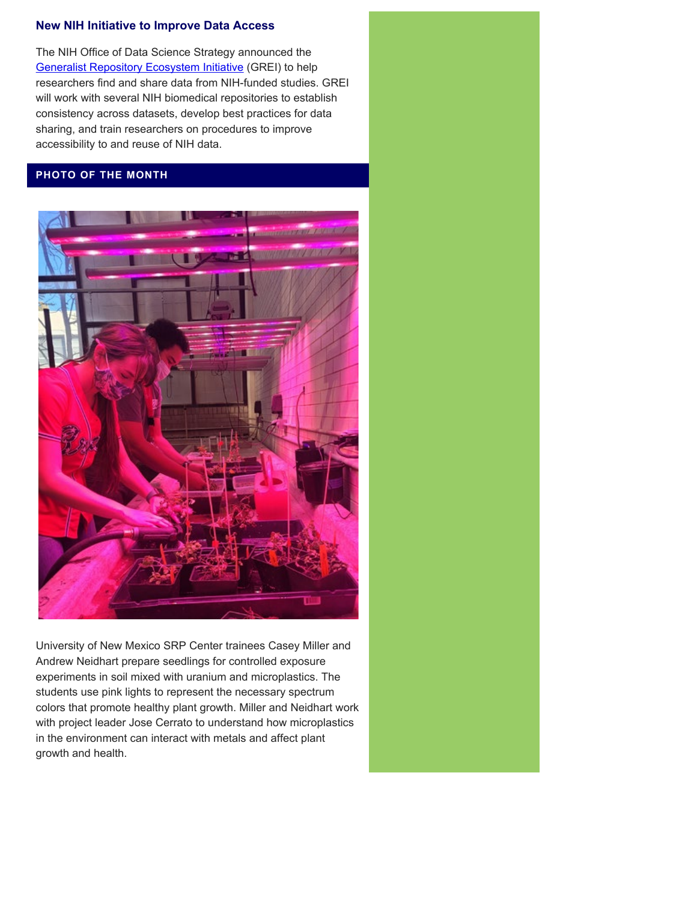### New NIH Initiative to Improve Data Access

The NIH Office of Data Science Strategy announced the [Generalist Repository Ecosystem Initiative] (GREI) to help researchers find and share data from NIH-funded studies. GREI will work with several NIH biomedical repositories to establish consistency across datasets, develop best practices for data sharing, and train researchers on procedures to improve accessibility to and reuse of NIH data.

## PHOTO OF THE MONTH

University of New Mexico SRP Center trainees Casey Miller and Andrew Neidhart prepare seedlings for controlled exposure experiments in soil mixed with uranium and microplastics. The students use pink lights to represent the necessary spectrum colors that promote healthy plant growth. Miller and Neidhart work with project leader Jose Cerrato to understand how microplastics in the environment can interact with metals and affect plant growth and health.